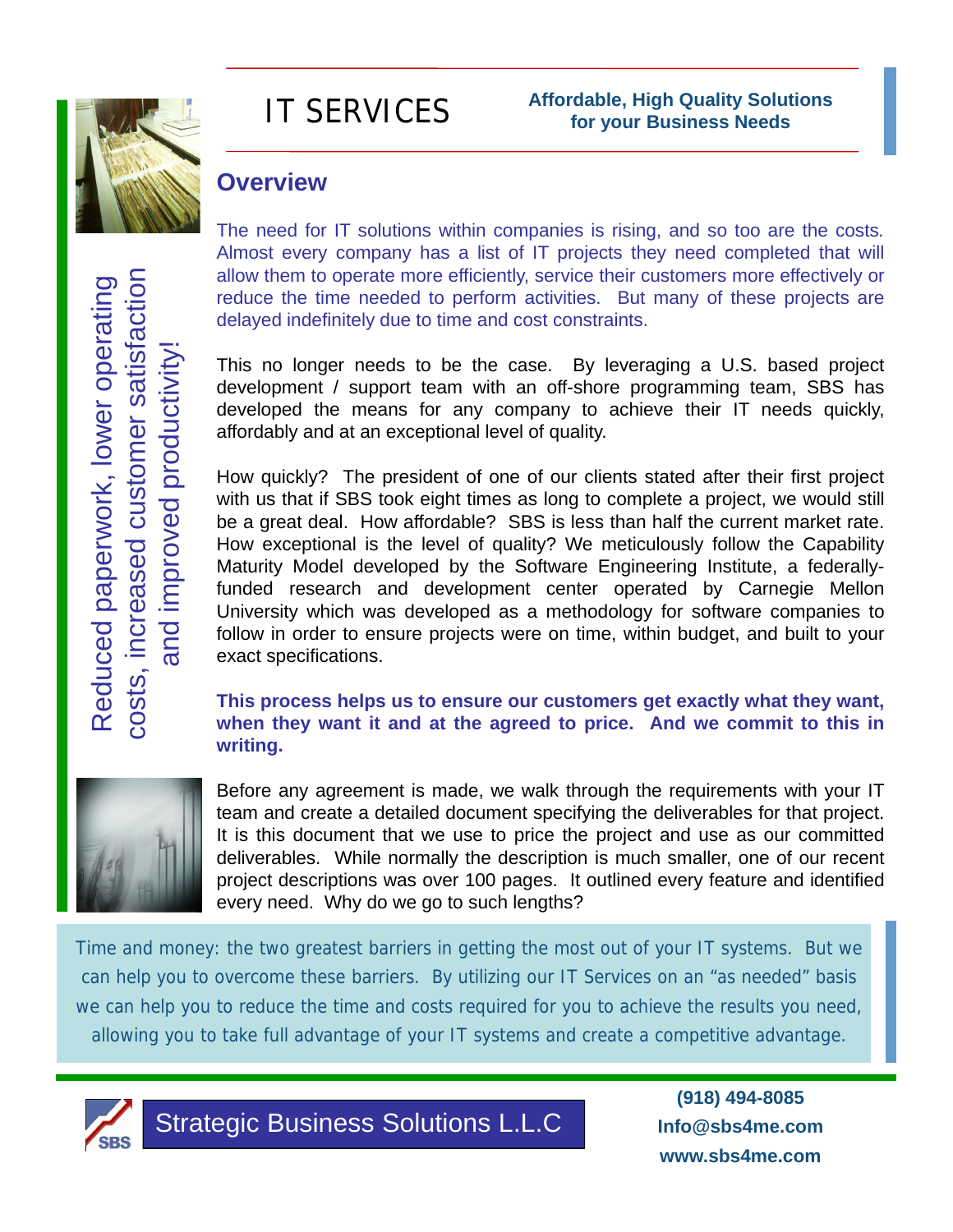# IT SERVICES

**Affordable, High Quality Solutions for your Business Needs**

Reduced paperwork, lower operating costs, increased customer satisfaction and improved productivity!

## Overview

The need for IT solutions within companies is rising, and so too are the costs. Almost every company has a list of IT projects they need completed that will allow them to operate more efficiently, service their customers more effectively or reduce the time needed to perform activities. But many of these projects are delayed indefinitely due to time and cost constraints.

This no longer needs to be the case. By leveraging a U.S. based project development / support team with an off-shore programming team, SBS has developed the means for any company to achieve their IT needs quickly, affordably and at an exceptional level of quality.

How quickly? The president of one of our clients stated after their first project with us that if SBS took eight times as long to complete a project, we would still be a great deal. How affordable? SBS is less than half the current market rate. How exceptional is the level of quality? We meticulously follow the Capability Maturity Model developed by the Software Engineering Institute, a federally-funded research and development center operated by Carnegie Mellon University which was developed as a methodology for software companies to follow in order to ensure projects were on time, within budget, and built to your exact specifications.

**This process helps us to ensure our customers get exactly what they want, when they want it and at the agreed to price. And we commit to this in writing.**

Before any agreement is made, we walk through the requirements with your IT team and create a detailed document specifying the deliverables for that project. It is this document that we use to price the project and use as our committed deliverables. While normally the description is much smaller, one of our recent project descriptions was over 100 pages. It outlined every feature and identified every need. Why do we go to such lengths?

Time and money: the two greatest barriers in getting the most out of your IT systems. But we can help you to overcome these barriers. By utilizing our IT Services on an "as needed" basis we can help you to reduce the time and costs required for you to achieve the results you need, allowing you to take full advantage of your IT systems and create a competitive advantage.

Strategic Business Solutions L.L.C

**(918) 494-8085**
**Info@sbs4me.com**
**www.sbs4me.com**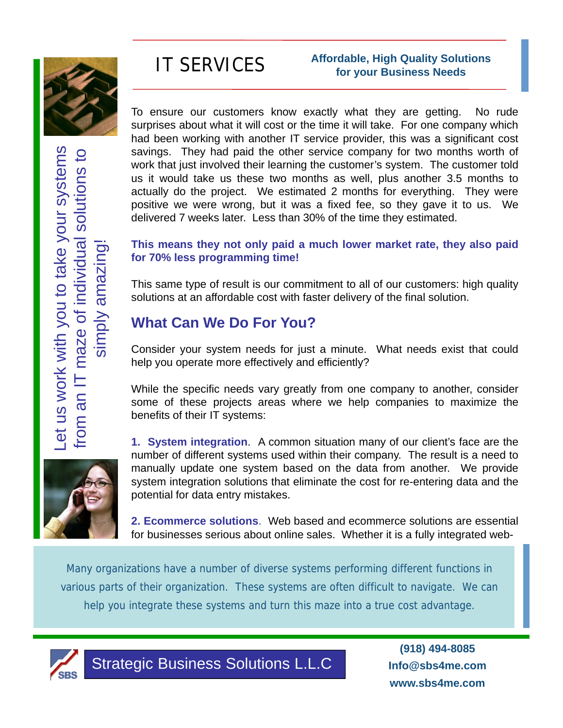# IT SERVICES

**Affordable, High Quality Solutions for your Business Needs**

Let us work with you to take your systems from an IT maze of individual solutions to simply amazing!

To ensure our customers know exactly what they are getting. No rude surprises about what it will cost or the time it will take. For one company which had been working with another IT service provider, this was a significant cost savings. They had paid the other service company for two months worth of work that just involved their learning the customer's system. The customer told us it would take us these two months as well, plus another 3.5 months to actually do the project. We estimated 2 months for everything. They were positive we were wrong, but it was a fixed fee, so they gave it to us. We delivered 7 weeks later. Less than 30% of the time they estimated.

**This means they not only paid a much lower market rate, they also paid for 70% less programming time!**

This same type of result is our commitment to all of our customers: high quality solutions at an affordable cost with faster delivery of the final solution.

## What Can We Do For You?

Consider your system needs for just a minute. What needs exist that could help you operate more effectively and efficiently?

While the specific needs vary greatly from one company to another, consider some of these projects areas where we help companies to maximize the benefits of their IT systems:

**1. System integration**. A common situation many of our client's face are the number of different systems used within their company. The result is a need to manually update one system based on the data from another. We provide system integration solutions that eliminate the cost for re-entering data and the potential for data entry mistakes.

**2. Ecommerce solutions**. Web based and ecommerce solutions are essential for businesses serious about online sales. Whether it is a fully integrated web-

Many organizations have a number of diverse systems performing different functions in various parts of their organization. These systems are often difficult to navigate. We can help you integrate these systems and turn this maze into a true cost advantage.

SBS

Strategic Business Solutions L.L.C

**(918) 494-8085**
**Info@sbs4me.com**
**www.sbs4me.com**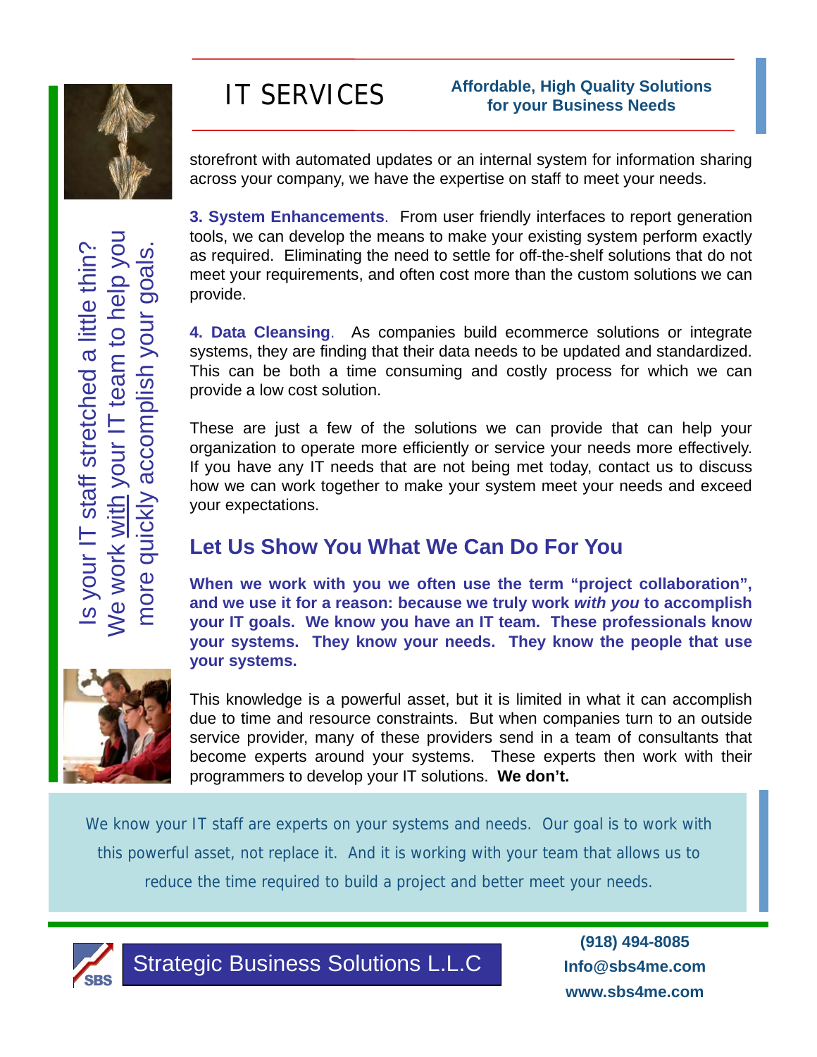# IT SERVICES

**Affordable, High Quality Solutions for your Business Needs**

Is your IT staff stretched a little thin? We work with your IT team to help you more quickly accomplish your goals.

storefront with automated updates or an internal system for information sharing across your company, we have the expertise on staff to meet your needs.

**3. System Enhancements**. From user friendly interfaces to report generation tools, we can develop the means to make your existing system perform exactly as required. Eliminating the need to settle for off-the-shelf solutions that do not meet your requirements, and often cost more than the custom solutions we can provide.

**4. Data Cleansing**. As companies build ecommerce solutions or integrate systems, they are finding that their data needs to be updated and standardized. This can be both a time consuming and costly process for which we can provide a low cost solution.

These are just a few of the solutions we can provide that can help your organization to operate more efficiently or service your needs more effectively. If you have any IT needs that are not being met today, contact us to discuss how we can work together to make your system meet your needs and exceed your expectations.

## Let Us Show You What We Can Do For You

**When we work with you we often use the term "project collaboration", and we use it for a reason: because we truly work *with you* to accomplish your IT goals. We know you have an IT team. These professionals know your systems. They know your needs. They know the people that use your systems.**

This knowledge is a powerful asset, but it is limited in what it can accomplish due to time and resource constraints. But when companies turn to an outside service provider, many of these providers send in a team of consultants that become experts around your systems. These experts then work with their programmers to develop your IT solutions. **We don't.**

We know your IT staff are experts on your systems and needs. Our goal is to work with this powerful asset, not replace it. And it is working with your team that allows us to reduce the time required to build a project and better meet your needs.

Strategic Business Solutions L.L.C

**(918) 494-8085**
**Info@sbs4me.com**
**www.sbs4me.com**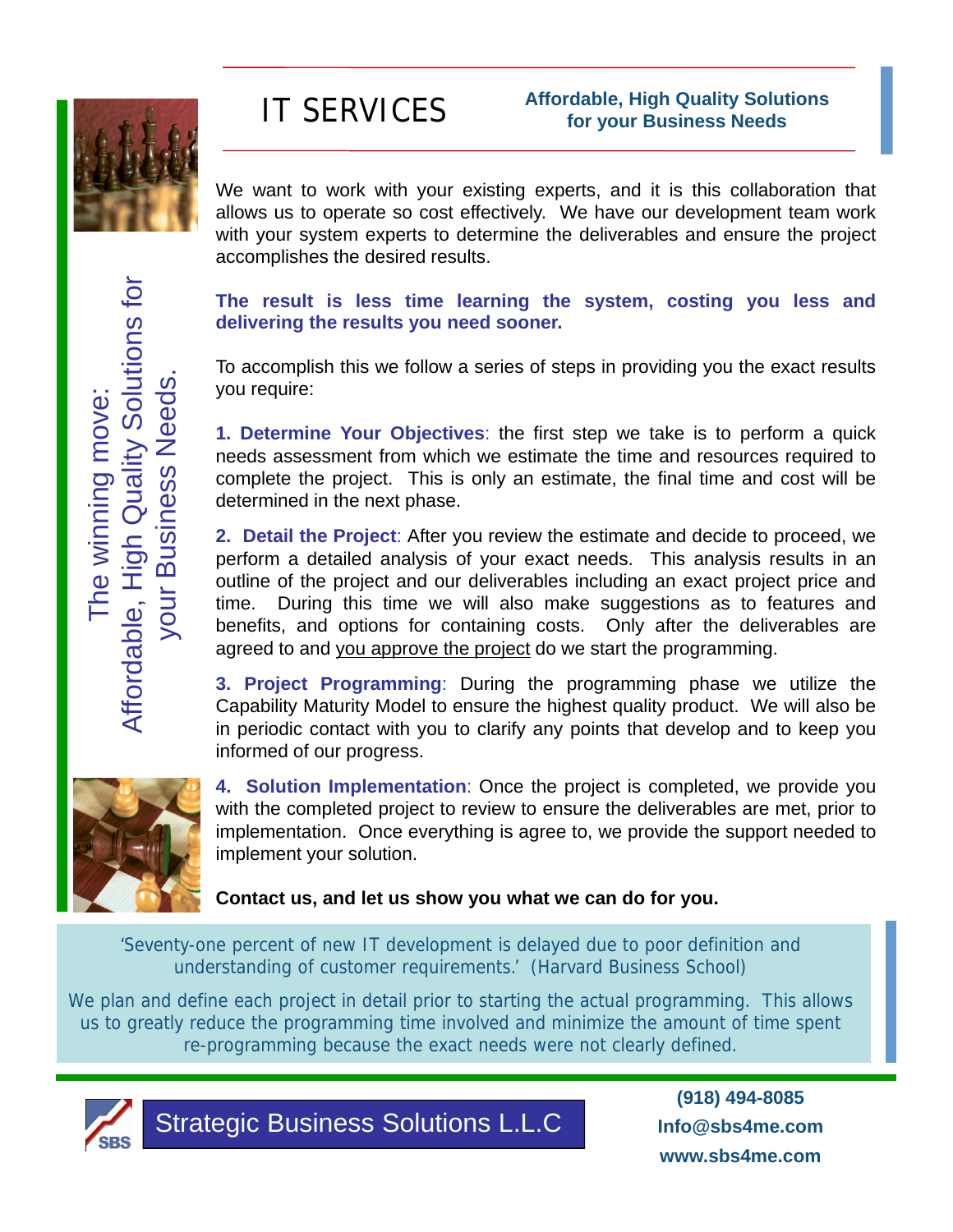# IT SERVICES

**Affordable, High Quality Solutions for your Business Needs**

The winning move: Affordable, High Quality Solutions for your Business Needs.

We want to work with your existing experts, and it is this collaboration that allows us to operate so cost effectively. We have our development team work with your system experts to determine the deliverables and ensure the project accomplishes the desired results.

**The result is less time learning the system, costing you less and delivering the results you need sooner.**

To accomplish this we follow a series of steps in providing you the exact results you require:

**1. Determine Your Objectives**: the first step we take is to perform a quick needs assessment from which we estimate the time and resources required to complete the project. This is only an estimate, the final time and cost will be determined in the next phase.

**2. Detail the Project**: After you review the estimate and decide to proceed, we perform a detailed analysis of your exact needs. This analysis results in an outline of the project and our deliverables including an exact project price and time. During this time we will also make suggestions as to features and benefits, and options for containing costs. Only after the deliverables are agreed to and you approve the project do we start the programming.

**3. Project Programming**: During the programming phase we utilize the Capability Maturity Model to ensure the highest quality product. We will also be in periodic contact with you to clarify any points that develop and to keep you informed of our progress.

**4. Solution Implementation**: Once the project is completed, we provide you with the completed project to review to ensure the deliverables are met, prior to implementation. Once everything is agree to, we provide the support needed to implement your solution.

**Contact us, and let us show you what we can do for you.**

'Seventy-one percent of new IT development is delayed due to poor definition and understanding of customer requirements.' (Harvard Business School)

We plan and define each project in detail prior to starting the actual programming. This allows us to greatly reduce the programming time involved and minimize the amount of time spent re-programming because the exact needs were not clearly defined.

SBS

Strategic Business Solutions L.L.C

**(918) 494-8085**
**Info@sbs4me.com**
**www.sbs4me.com**